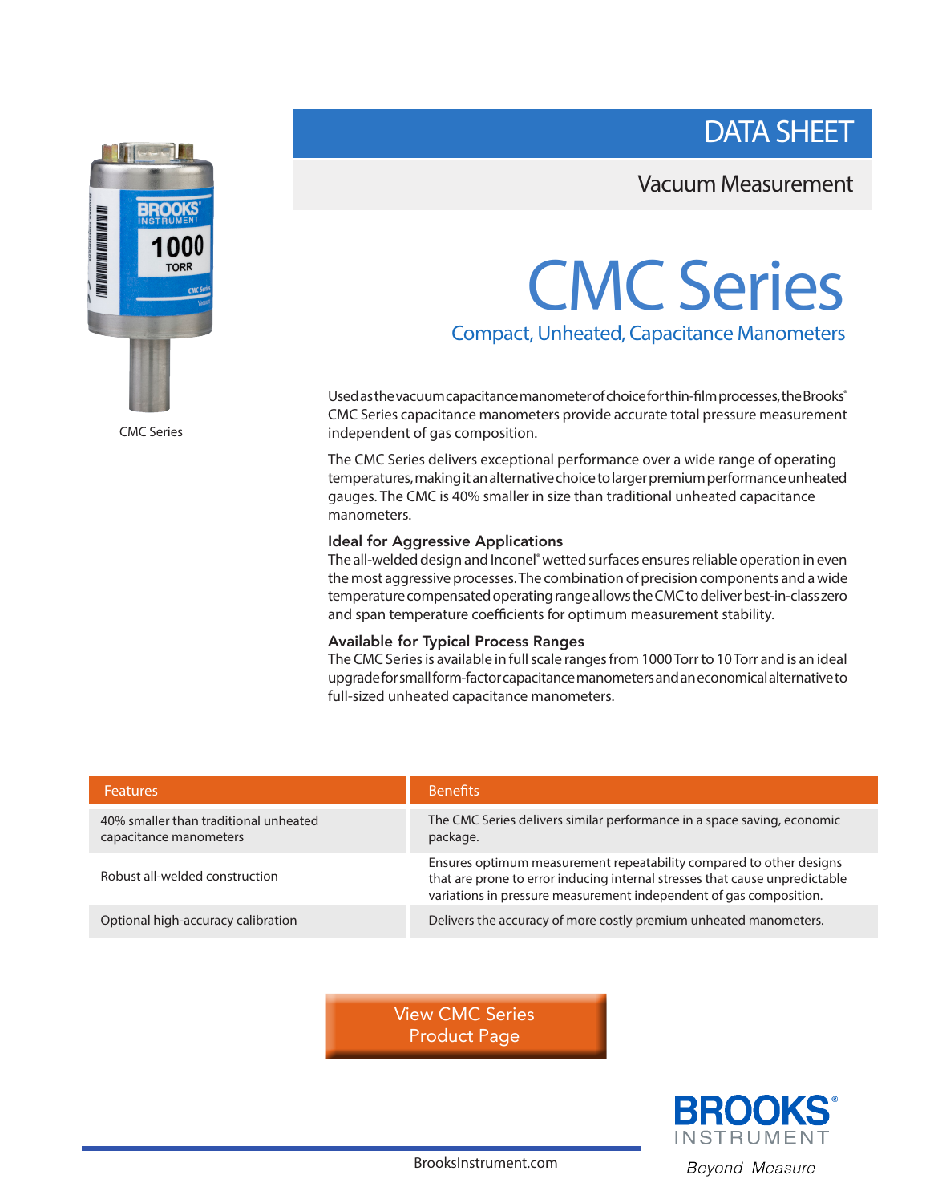DATA SHEET

Vacuum Measurement

CMC Series

# CMC Series

## Compact, Unheated, Capacitance Manometers

Used as the vacuum capacitance manometer of choice for thin-film processes, the Brooks® CMC Series capacitance manometers provide accurate total pressure measurement independent of gas composition.

The CMC Series delivers exceptional performance over a wide range of operating temperatures, making it an alternative choice to larger premium performance unheated gauges. The CMC is 40% smaller in size than traditional unheated capacitance manometers.

### Ideal for Aggressive Applications

The all-welded design and Inconel® wetted surfaces ensures reliable operation in even the most aggressive processes. The combination of precision components and a wide temperature compensated operating range allows the CMC to deliver best-in-class zero and span temperature coefficients for optimum measurement stability.

### Available for Typical Process Ranges

The CMC Series is available in full scale ranges from 1000 Torr to 10 Torr and is an ideal upgrade for small form-factor capacitance manometers and an economical alternative to full-sized unheated capacitance manometers.

| Features | Benefits |
|---|---|
| 40% smaller than traditional unheated capacitance manometers | The CMC Series delivers similar performance in a space saving, economic package. |
| Robust all-welded construction | Ensures optimum measurement repeatability compared to other designs that are prone to error inducing internal stresses that cause unpredictable variations in pressure measurement independent of gas composition. |
| Optional high-accuracy calibration | Delivers the accuracy of more costly premium unheated manometers. |

View CMC Series Product Page

BrooksInstrument.com

BROOKS® INSTRUMENT

*Beyond Measure*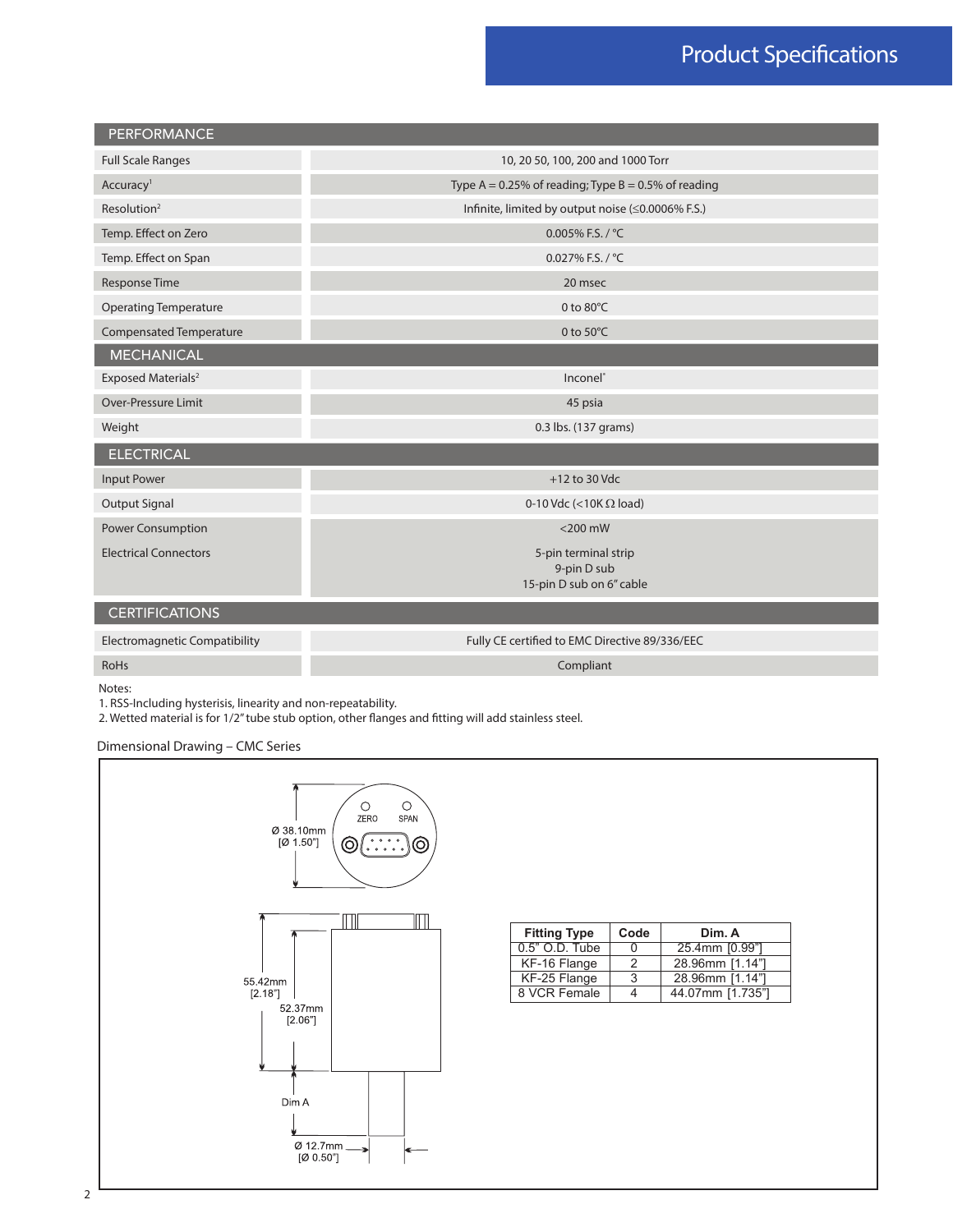# Product Specifications

| PERFORMANCE | |
|---|---|
| Full Scale Ranges | 10, 20 50, 100, 200 and 1000 Torr |
| Accuracy[1] | Type A = 0.25% of reading; Type B = 0.5% of reading |
| Resolution[2] | Infinite, limited by output noise (≤0.0006% F.S.) |
| Temp. Effect on Zero | 0.005% F.S. / °C |
| Temp. Effect on Span | 0.027% F.S. / °C |
| Response Time | 20 msec |
| Operating Temperature | 0 to 80°C |
| Compensated Temperature | 0 to 50°C |
| **MECHANICAL** | |
| Exposed Materials[2] | Inconel® |
| Over-Pressure Limit | 45 psia |
| Weight | 0.3 lbs. (137 grams) |
| **ELECTRICAL** | |
| Input Power | +12 to 30 Vdc |
| Output Signal | 0-10 Vdc (<10K Ω load) |
| Power Consumption | <200 mW |
| Electrical Connectors | 5-pin terminal strip<br>9-pin D sub<br>15-pin D sub on 6" cable |
| **CERTIFICATIONS** | |
| Electromagnetic Compatibility | Fully CE certified to EMC Directive 89/336/EEC |
| RoHs | Compliant |

Notes:
1. RSS-Including hysterisis, linearity and non-repeatability.
2. Wetted material is for 1/2" tube stub option, other flanges and fitting will add stainless steel.

Dimensional Drawing – CMC Series

Ø 38.10mm [Ø 1.50"]

ZERO SPAN

55.42mm [2.18"]

52.37mm [2.06"]

Dim A

Ø 12.7mm [Ø 0.50"]

| Fitting Type | Code | Dim. A |
|---|---|---|
| 0.5" O.D. Tube | 0 | 25.4mm [0.99"] |
| KF-16 Flange | 2 | 28.96mm [1.14"] |
| KF-25 Flange | 3 | 28.96mm [1.14"] |
| 8 VCR Female | 4 | 44.07mm [1.735"] |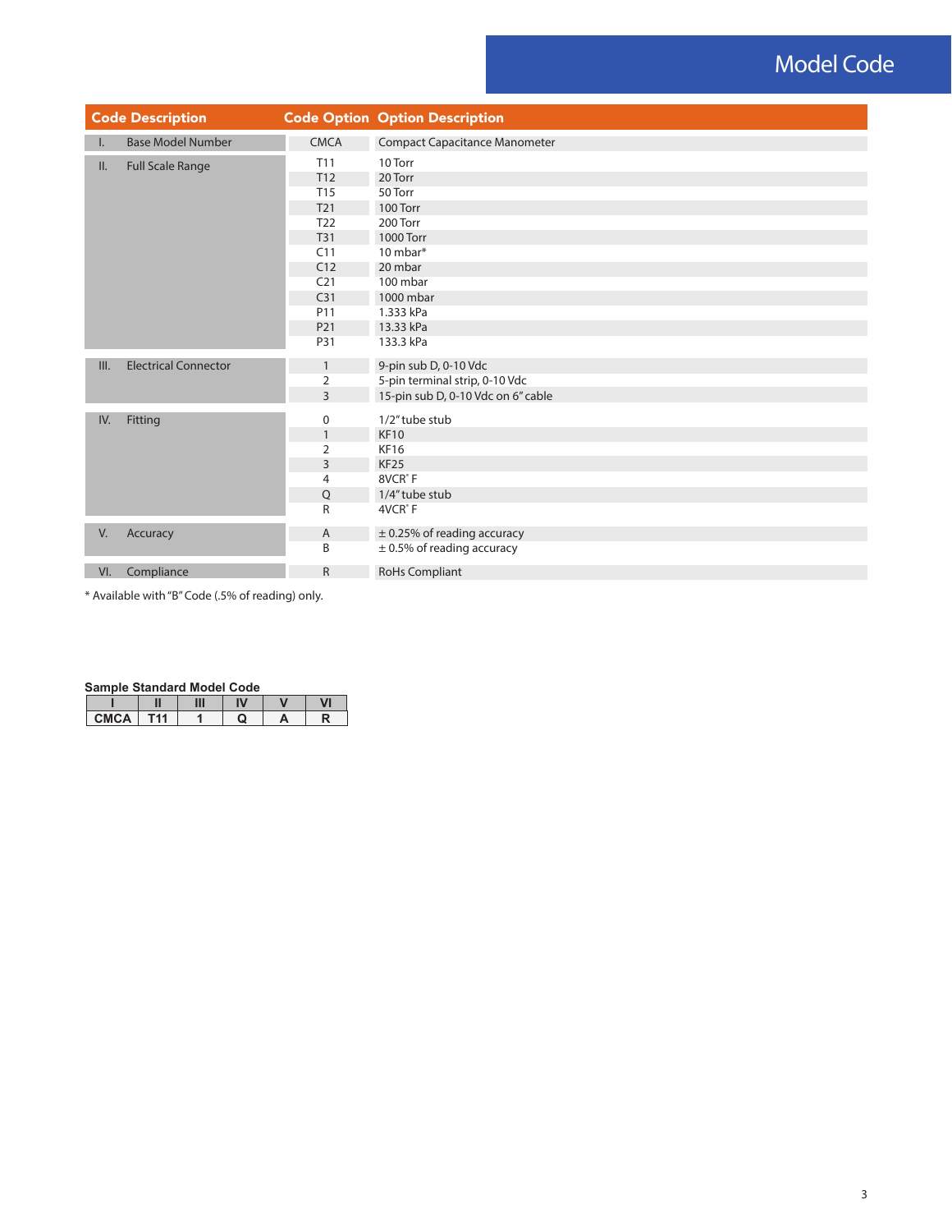# Model Code

| Code Description | | Code Option | Option Description |
|---|---|---|---|
| I. | Base Model Number | CMCA | Compact Capacitance Manometer |
| II. | Full Scale Range | T11 | 10 Torr |
| | | T12 | 20 Torr |
| | | T15 | 50 Torr |
| | | T21 | 100 Torr |
| | | T22 | 200 Torr |
| | | T31 | 1000 Torr |
| | | C11 | 10 mbar* |
| | | C12 | 20 mbar |
| | | C21 | 100 mbar |
| | | C31 | 1000 mbar |
| | | P11 | 1.333 kPa |
| | | P21 | 13.33 kPa |
| | | P31 | 133.3 kPa |
| III. | Electrical Connector | 1 | 9-pin sub D, 0-10 Vdc |
| | | 2 | 5-pin terminal strip, 0-10 Vdc |
| | | 3 | 15-pin sub D, 0-10 Vdc on 6" cable |
| IV. | Fitting | 0 | 1/2" tube stub |
| | | 1 | KF10 |
| | | 2 | KF16 |
| | | 3 | KF25 |
| | | 4 | 8VCR® F |
| | | Q | 1/4" tube stub |
| | | R | 4VCR® F |
| V. | Accuracy | A | ± 0.25% of reading accuracy |
| | | B | ± 0.5% of reading accuracy |
| VI. | Compliance | R | RoHs Compliant |

* Available with "B" Code (.5% of reading) only.

**Sample Standard Model Code**

| I | II | III | IV | V | VI |
|---|---|---|---|---|---|
| CMCA | T11 | 1 | Q | A | R |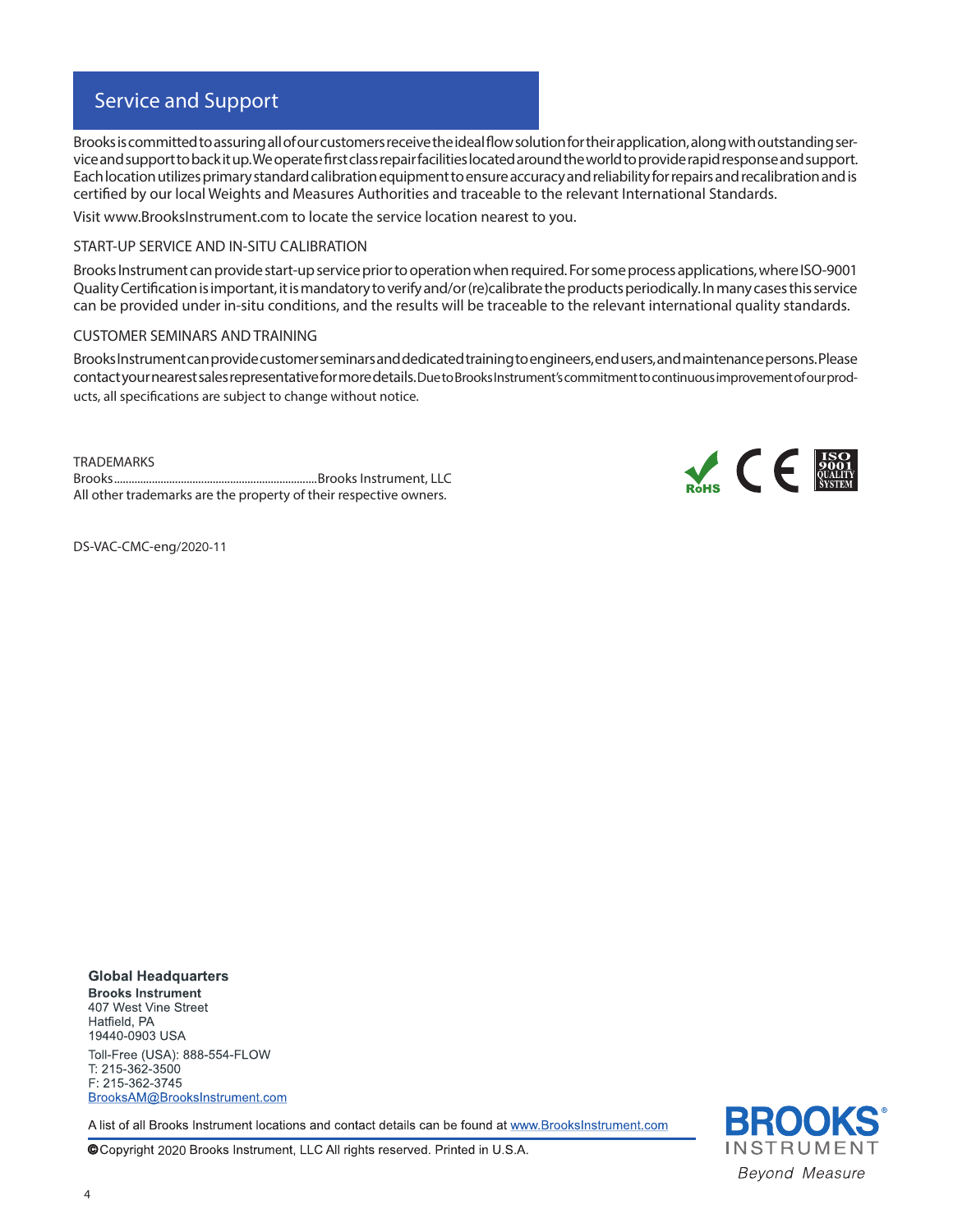## Service and Support

Brooks is committed to assuring all of our customers receive the ideal flow solution for their application, along with outstanding service and support to back it up. We operate first class repair facilities located around the world to provide rapid response and support. Each location utilizes primary standard calibration equipment to ensure accuracy and reliability for repairs and recalibration and is certified by our local Weights and Measures Authorities and traceable to the relevant International Standards.

Visit www.BrooksInstrument.com to locate the service location nearest to you.

START-UP SERVICE AND IN-SITU CALIBRATION

Brooks Instrument can provide start-up service prior to operation when required. For some process applications, where ISO-9001 Quality Certification is important, it is mandatory to verify and/or (re)calibrate the products periodically. In many cases this service can be provided under in-situ conditions, and the results will be traceable to the relevant international quality standards.

CUSTOMER SEMINARS AND TRAINING

Brooks Instrument can provide customer seminars and dedicated training to engineers, end users, and maintenance persons. Please contact your nearest sales representative for more details. Due to Brooks Instrument's commitment to continuous improvement of our products, all specifications are subject to change without notice.

TRADEMARKS
Brooks.....................................................................Brooks Instrument, LLC
All other trademarks are the property of their respective owners.

DS-VAC-CMC-eng/2020-11

**Global Headquarters**
**Brooks Instrument**
407 West Vine Street
Hatfield, PA
19440-0903 USA

Toll-Free (USA): 888-554-FLOW
T: 215-362-3500
F: 215-362-3745
BrooksAM@BrooksInstrument.com

A list of all Brooks Instrument locations and contact details can be found at www.BrooksInstrument.com

©Copyright 2020 Brooks Instrument, LLC All rights reserved. Printed in U.S.A.